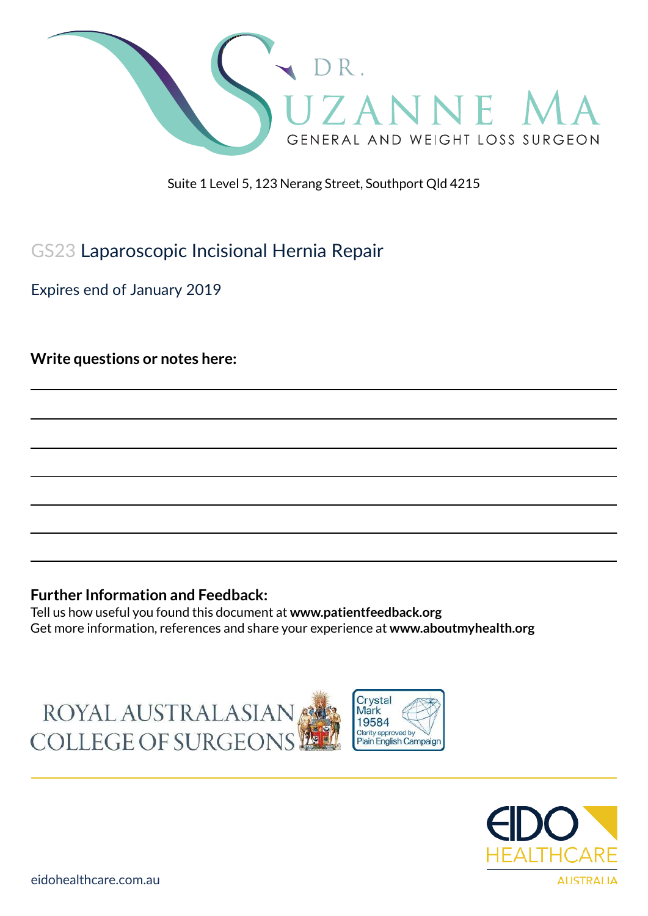DR. SUZANNE MA

GENERAL AND WEIGHT LOSS SURGEON

Suite 1 Level 5, 123 Nerang Street, Southport Qld 4215

# GS23 Laparoscopic Incisional Hernia Repair

Expires end of January 2019

**Write questions or notes here:**

**Further Information and Feedback:**

Tell us how useful you found this document at **www.patientfeedback.org**

Get more information, references and share your experience at **www.aboutmyhealth.org**

ROYAL AUSTRALASIAN COLLEGE OF SURGEONS

Crystal Mark 19584 Clarity approved by Plain English Campaign

EIDO HEALTHCARE AUSTRALIA

eidohealthcare.com.au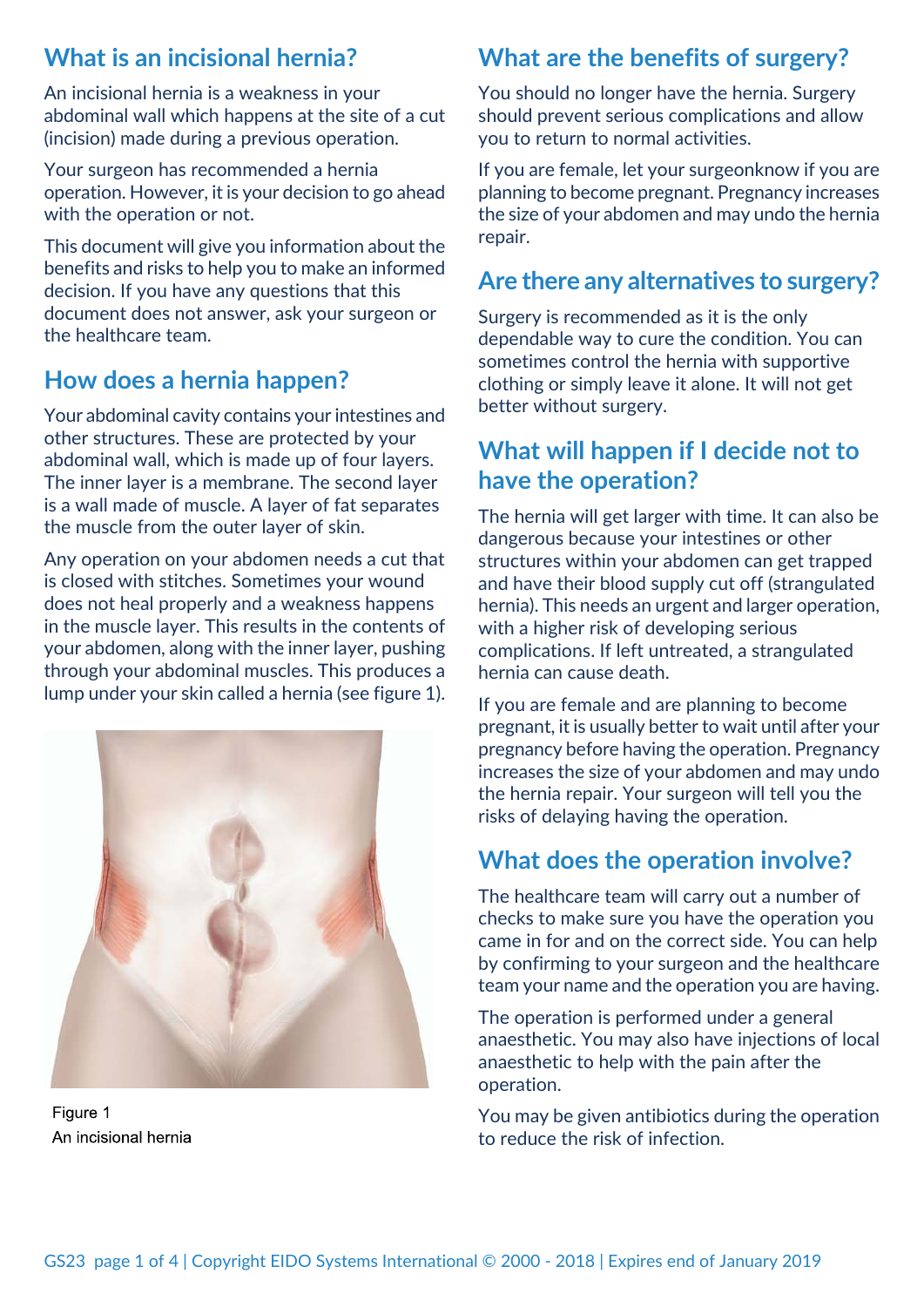## What is an incisional hernia?

An incisional hernia is a weakness in your abdominal wall which happens at the site of a cut (incision) made during a previous operation.

Your surgeon has recommended a hernia operation. However, it is your decision to go ahead with the operation or not.

This document will give you information about the benefits and risks to help you to make an informed decision. If you have any questions that this document does not answer, ask your surgeon or the healthcare team.

## How does a hernia happen?

Your abdominal cavity contains your intestines and other structures. These are protected by your abdominal wall, which is made up of four layers. The inner layer is a membrane. The second layer is a wall made of muscle. A layer of fat separates the muscle from the outer layer of skin.

Any operation on your abdomen needs a cut that is closed with stitches. Sometimes your wound does not heal properly and a weakness happens in the muscle layer. This results in the contents of your abdomen, along with the inner layer, pushing through your abdominal muscles. This produces a lump under your skin called a hernia (see figure 1).

Figure 1
An incisional hernia

## What are the benefits of surgery?

You should no longer have the hernia. Surgery should prevent serious complications and allow you to return to normal activities.

If you are female, let your surgeonknow if you are planning to become pregnant. Pregnancy increases the size of your abdomen and may undo the hernia repair.

## Are there any alternatives to surgery?

Surgery is recommended as it is the only dependable way to cure the condition. You can sometimes control the hernia with supportive clothing or simply leave it alone. It will not get better without surgery.

## What will happen if I decide not to have the operation?

The hernia will get larger with time. It can also be dangerous because your intestines or other structures within your abdomen can get trapped and have their blood supply cut off (strangulated hernia). This needs an urgent and larger operation, with a higher risk of developing serious complications. If left untreated, a strangulated hernia can cause death.

If you are female and are planning to become pregnant, it is usually better to wait until after your pregnancy before having the operation. Pregnancy increases the size of your abdomen and may undo the hernia repair. Your surgeon will tell you the risks of delaying having the operation.

## What does the operation involve?

The healthcare team will carry out a number of checks to make sure you have the operation you came in for and on the correct side. You can help by confirming to your surgeon and the healthcare team your name and the operation you are having.

The operation is performed under a general anaesthetic. You may also have injections of local anaesthetic to help with the pain after the operation.

You may be given antibiotics during the operation to reduce the risk of infection.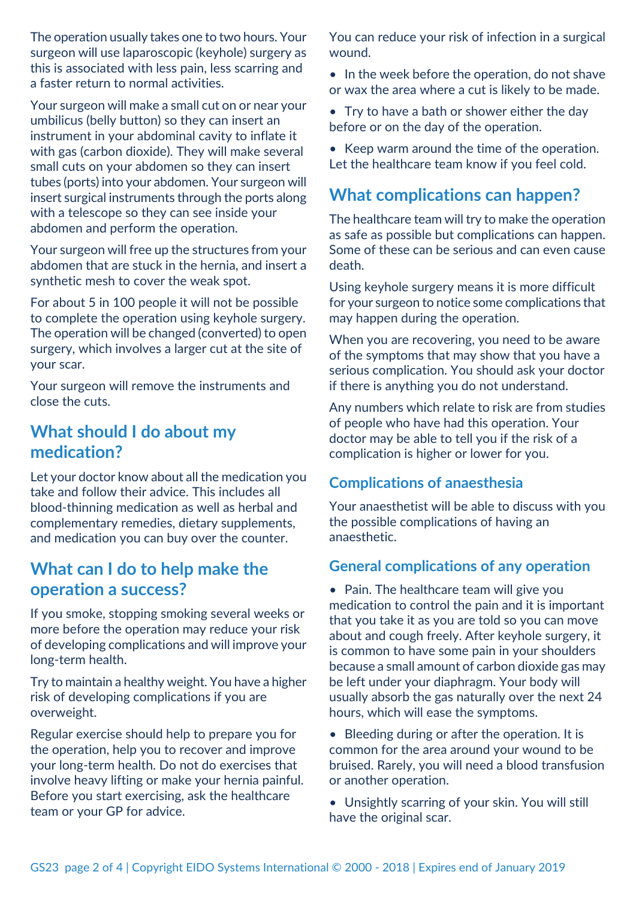The operation usually takes one to two hours. Your surgeon will use laparoscopic (keyhole) surgery as this is associated with less pain, less scarring and a faster return to normal activities.

Your surgeon will make a small cut on or near your umbilicus (belly button) so they can insert an instrument in your abdominal cavity to inflate it with gas (carbon dioxide). They will make several small cuts on your abdomen so they can insert tubes (ports) into your abdomen. Your surgeon will insert surgical instruments through the ports along with a telescope so they can see inside your abdomen and perform the operation.

Your surgeon will free up the structures from your abdomen that are stuck in the hernia, and insert a synthetic mesh to cover the weak spot.

For about 5 in 100 people it will not be possible to complete the operation using keyhole surgery. The operation will be changed (converted) to open surgery, which involves a larger cut at the site of your scar.

Your surgeon will remove the instruments and close the cuts.

## What should I do about my medication?

Let your doctor know about all the medication you take and follow their advice. This includes all blood-thinning medication as well as herbal and complementary remedies, dietary supplements, and medication you can buy over the counter.

## What can I do to help make the operation a success?

If you smoke, stopping smoking several weeks or more before the operation may reduce your risk of developing complications and will improve your long-term health.

Try to maintain a healthy weight. You have a higher risk of developing complications if you are overweight.

Regular exercise should help to prepare you for the operation, help you to recover and improve your long-term health. Do not do exercises that involve heavy lifting or make your hernia painful. Before you start exercising, ask the healthcare team or your GP for advice.

You can reduce your risk of infection in a surgical wound.

- In the week before the operation, do not shave or wax the area where a cut is likely to be made.
- Try to have a bath or shower either the day before or on the day of the operation.
- Keep warm around the time of the operation. Let the healthcare team know if you feel cold.

## What complications can happen?

The healthcare team will try to make the operation as safe as possible but complications can happen. Some of these can be serious and can even cause death.

Using keyhole surgery means it is more difficult for your surgeon to notice some complications that may happen during the operation.

When you are recovering, you need to be aware of the symptoms that may show that you have a serious complication. You should ask your doctor if there is anything you do not understand.

Any numbers which relate to risk are from studies of people who have had this operation. Your doctor may be able to tell you if the risk of a complication is higher or lower for you.

### Complications of anaesthesia

Your anaesthetist will be able to discuss with you the possible complications of having an anaesthetic.

### General complications of any operation

- Pain. The healthcare team will give you medication to control the pain and it is important that you take it as you are told so you can move about and cough freely. After keyhole surgery, it is common to have some pain in your shoulders because a small amount of carbon dioxide gas may be left under your diaphragm. Your body will usually absorb the gas naturally over the next 24 hours, which will ease the symptoms.
- Bleeding during or after the operation. It is common for the area around your wound to be bruised. Rarely, you will need a blood transfusion or another operation.
- Unsightly scarring of your skin. You will still have the original scar.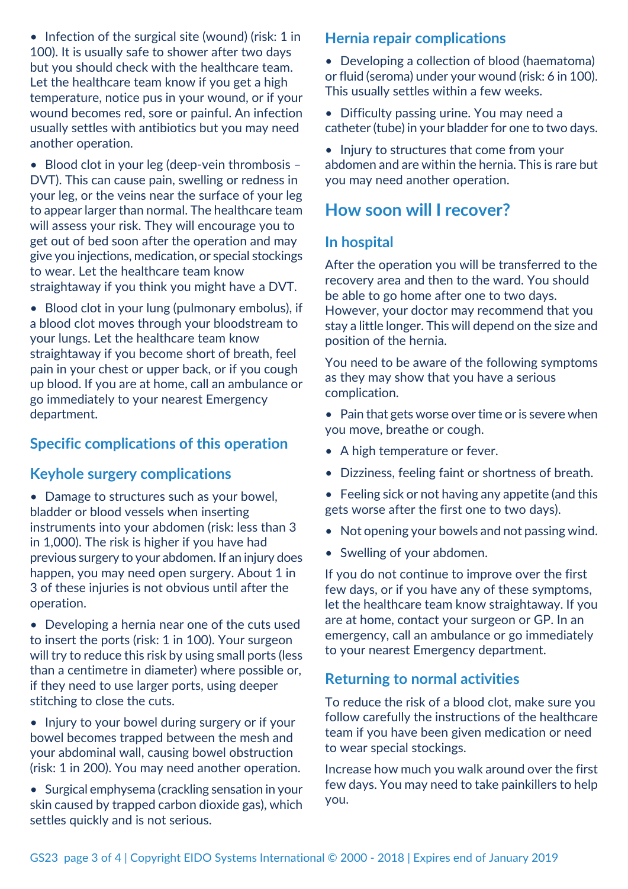- Infection of the surgical site (wound) (risk: 1 in 100). It is usually safe to shower after two days but you should check with the healthcare team. Let the healthcare team know if you get a high temperature, notice pus in your wound, or if your wound becomes red, sore or painful. An infection usually settles with antibiotics but you may need another operation.
- Blood clot in your leg (deep-vein thrombosis – DVT). This can cause pain, swelling or redness in your leg, or the veins near the surface of your leg to appear larger than normal. The healthcare team will assess your risk. They will encourage you to get out of bed soon after the operation and may give you injections, medication, or special stockings to wear. Let the healthcare team know straightaway if you think you might have a DVT.
- Blood clot in your lung (pulmonary embolus), if a blood clot moves through your bloodstream to your lungs. Let the healthcare team know straightaway if you become short of breath, feel pain in your chest or upper back, or if you cough up blood. If you are at home, call an ambulance or go immediately to your nearest Emergency department.

### Specific complications of this operation

### Keyhole surgery complications

- Damage to structures such as your bowel, bladder or blood vessels when inserting instruments into your abdomen (risk: less than 3 in 1,000). The risk is higher if you have had previous surgery to your abdomen. If an injury does happen, you may need open surgery. About 1 in 3 of these injuries is not obvious until after the operation.
- Developing a hernia near one of the cuts used to insert the ports (risk: 1 in 100). Your surgeon will try to reduce this risk by using small ports (less than a centimetre in diameter) where possible or, if they need to use larger ports, using deeper stitching to close the cuts.
- Injury to your bowel during surgery or if your bowel becomes trapped between the mesh and your abdominal wall, causing bowel obstruction (risk: 1 in 200). You may need another operation.
- Surgical emphysema (crackling sensation in your skin caused by trapped carbon dioxide gas), which settles quickly and is not serious.

### Hernia repair complications

- Developing a collection of blood (haematoma) or fluid (seroma) under your wound (risk: 6 in 100). This usually settles within a few weeks.
- Difficulty passing urine. You may need a catheter (tube) in your bladder for one to two days.
- Injury to structures that come from your abdomen and are within the hernia. This is rare but you may need another operation.

## How soon will I recover?

### In hospital

After the operation you will be transferred to the recovery area and then to the ward. You should be able to go home after one to two days. However, your doctor may recommend that you stay a little longer. This will depend on the size and position of the hernia.

You need to be aware of the following symptoms as they may show that you have a serious complication.

- Pain that gets worse over time or is severe when you move, breathe or cough.
- A high temperature or fever.
- Dizziness, feeling faint or shortness of breath.
- Feeling sick or not having any appetite (and this gets worse after the first one to two days).
- Not opening your bowels and not passing wind.
- Swelling of your abdomen.

If you do not continue to improve over the first few days, or if you have any of these symptoms, let the healthcare team know straightaway. If you are at home, contact your surgeon or GP. In an emergency, call an ambulance or go immediately to your nearest Emergency department.

### Returning to normal activities

To reduce the risk of a blood clot, make sure you follow carefully the instructions of the healthcare team if you have been given medication or need to wear special stockings.

Increase how much you walk around over the first few days. You may need to take painkillers to help you.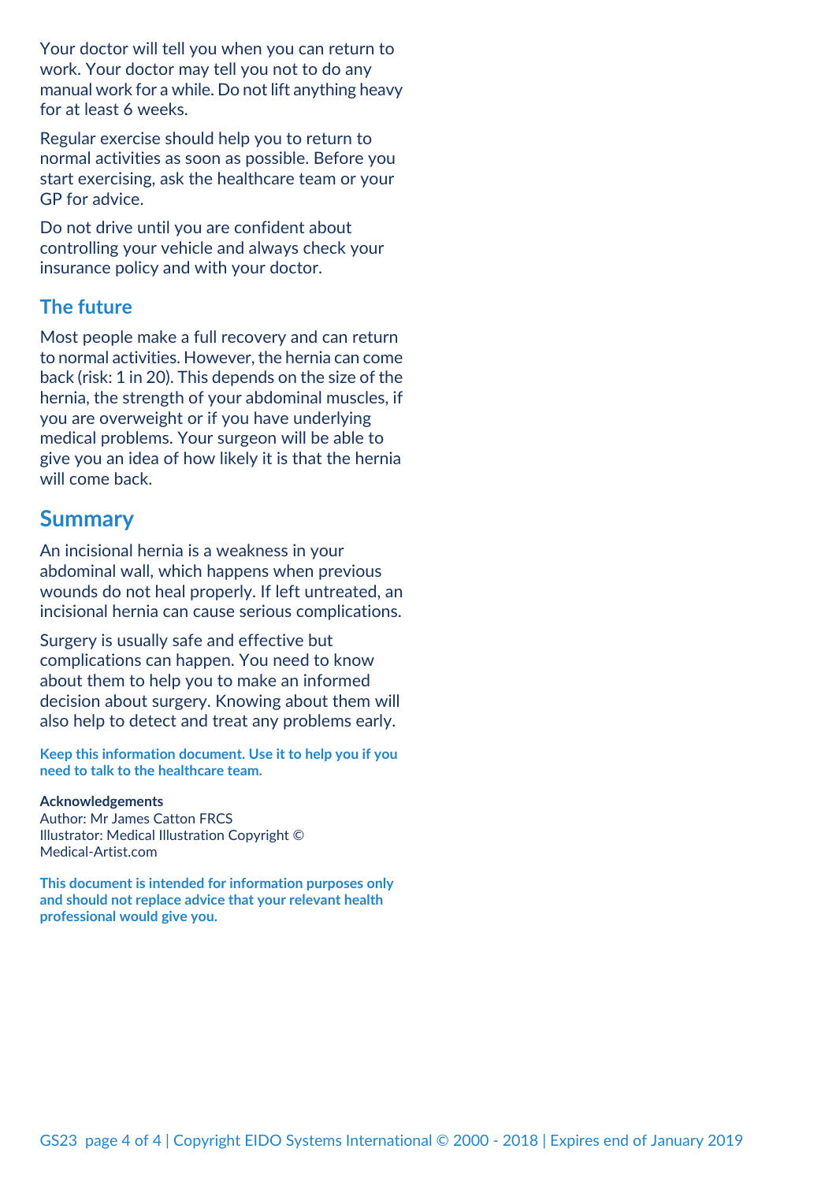Your doctor will tell you when you can return to work. Your doctor may tell you not to do any manual work for a while. Do not lift anything heavy for at least 6 weeks.

Regular exercise should help you to return to normal activities as soon as possible. Before you start exercising, ask the healthcare team or your GP for advice.

Do not drive until you are confident about controlling your vehicle and always check your insurance policy and with your doctor.

### The future

Most people make a full recovery and can return to normal activities. However, the hernia can come back (risk: 1 in 20). This depends on the size of the hernia, the strength of your abdominal muscles, if you are overweight or if you have underlying medical problems. Your surgeon will be able to give you an idea of how likely it is that the hernia will come back.

## Summary

An incisional hernia is a weakness in your abdominal wall, which happens when previous wounds do not heal properly. If left untreated, an incisional hernia can cause serious complications.

Surgery is usually safe and effective but complications can happen. You need to know about them to help you to make an informed decision about surgery. Knowing about them will also help to detect and treat any problems early.

**Keep this information document. Use it to help you if you need to talk to the healthcare team.**

**Acknowledgements**
Author: Mr James Catton FRCS
Illustrator: Medical Illustration Copyright © Medical-Artist.com

**This document is intended for information purposes only and should not replace advice that your relevant health professional would give you.**